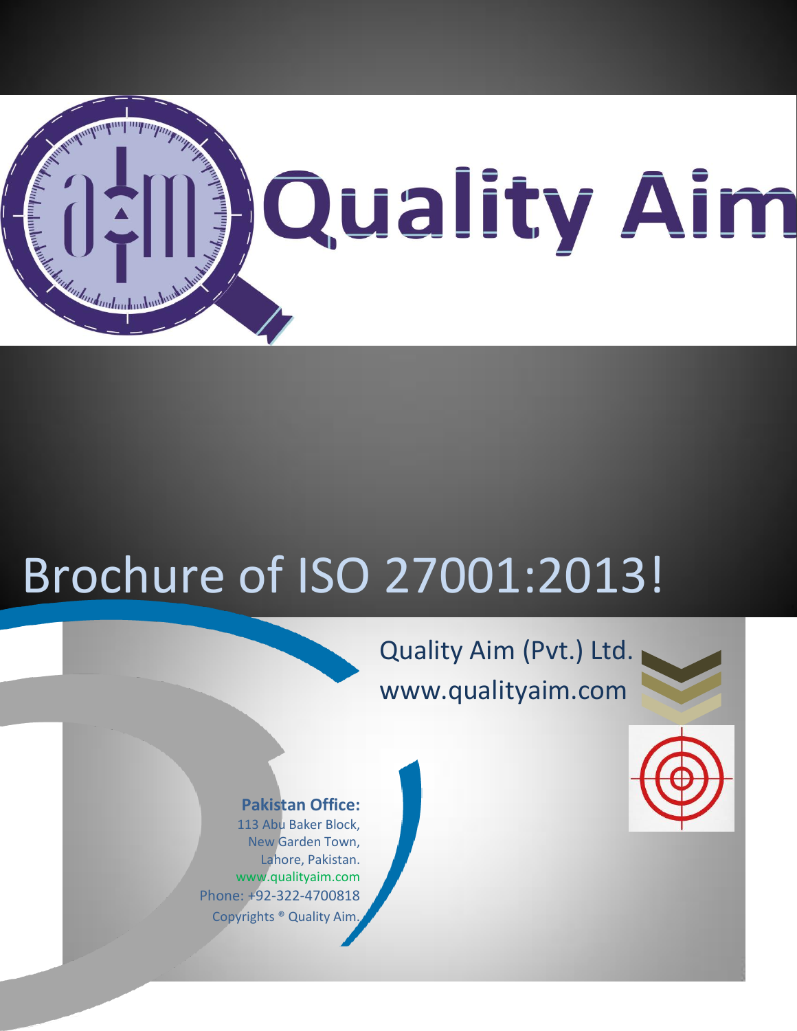# Quality Aim

# Brochure of ISO 27001:2013!

Quality Aim (Pvt.) Ltd.
www.qualityaim.com

**Pakistan Office:**
113 Abu Baker Block,
New Garden Town,
Lahore, Pakistan.
www.qualityaim.com
Phone: +92-322-4700818
Copyrights ® Quality Aim.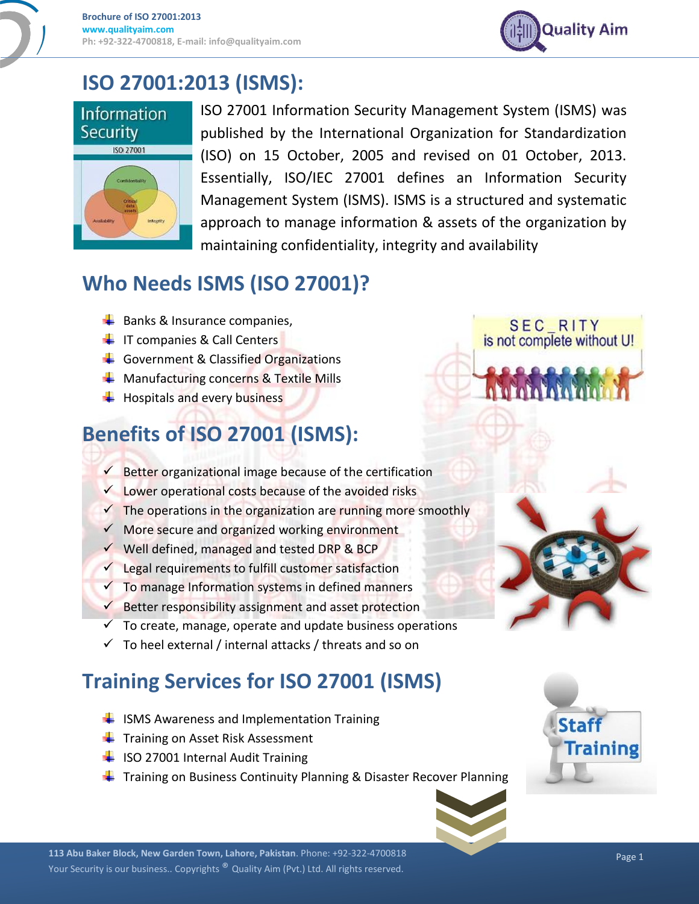# ISO 27001:2013 (ISMS):

ISO 27001 Information Security Management System (ISMS) was published by the International Organization for Standardization (ISO) on 15 October, 2005 and revised on 01 October, 2013. Essentially, ISO/IEC 27001 defines an Information Security Management System (ISMS). ISMS is a structured and systematic approach to manage information & assets of the organization by maintaining confidentiality, integrity and availability

## Who Needs ISMS (ISO 27001)?

- Banks & Insurance companies,
- IT companies & Call Centers
- Government & Classified Organizations
- Manufacturing concerns & Textile Mills
- Hospitals and every business

## Benefits of ISO 27001 (ISMS):

- ✓ Better organizational image because of the certification
- ✓ Lower operational costs because of the avoided risks
- ✓ The operations in the organization are running more smoothly
- ✓ More secure and organized working environment
- ✓ Well defined, managed and tested DRP & BCP
- ✓ Legal requirements to fulfill customer satisfaction
- ✓ To manage Information systems in defined manners
- ✓ Better responsibility assignment and asset protection
- ✓ To create, manage, operate and update business operations
- ✓ To heel external / internal attacks / threats and so on

## Training Services for ISO 27001 (ISMS)

- ISMS Awareness and Implementation Training
- Training on Asset Risk Assessment
- ISO 27001 Internal Audit Training
- Training on Business Continuity Planning & Disaster Recover Planning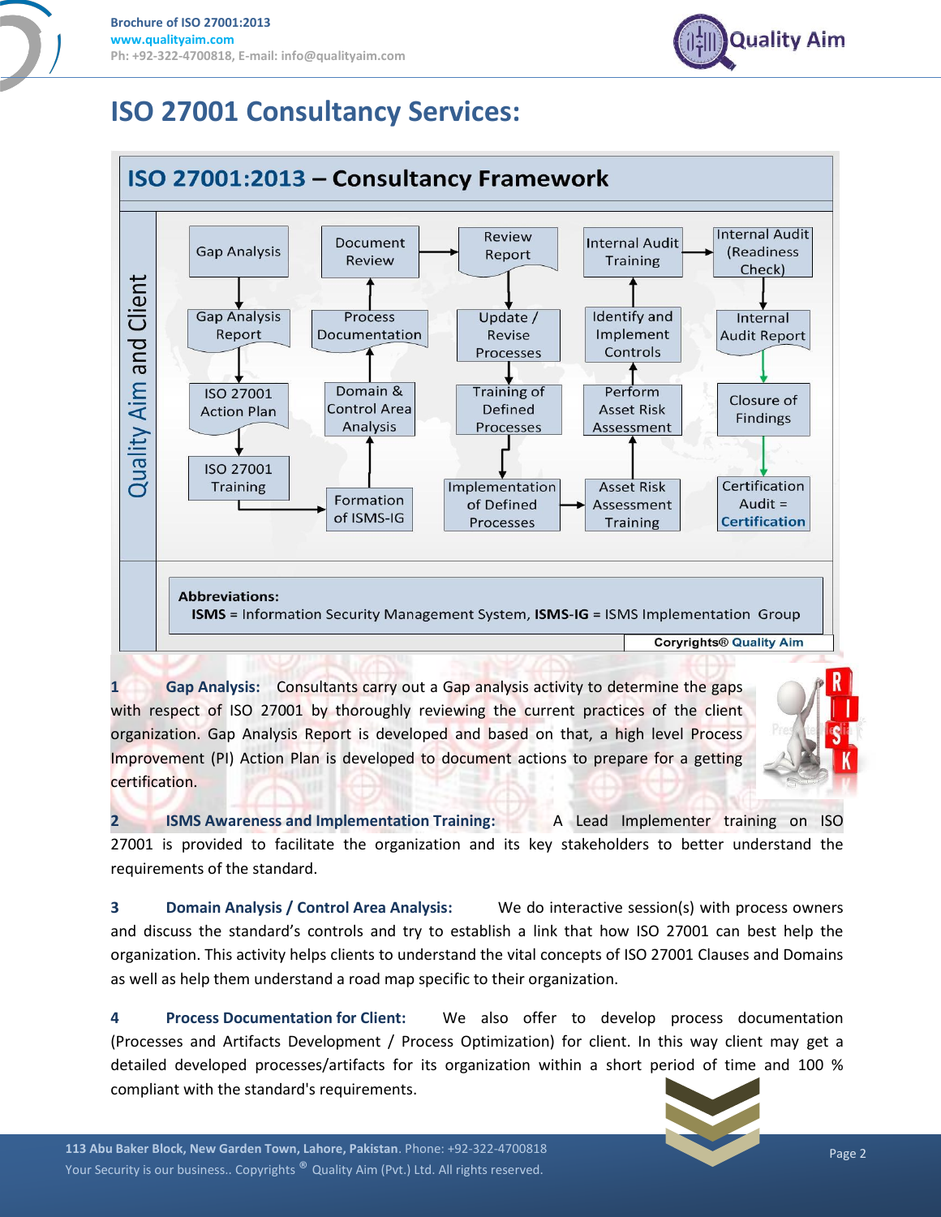# ISO 27001 Consultancy Services:

## ISO 27001:2013 – Consultancy Framework

Quality Aim and Client

Gap Analysis → Gap Analysis Report → ISO 27001 Action Plan → ISO 27001 Training → Formation of ISMS-IG → Domain & Control Area Analysis → Process Documentation → Document Review → Review Report → Update / Revise Processes → Training of Defined Processes → Implementation of Defined Processes → Asset Risk Assessment Training → Perform Asset Risk Assessment → Identify and Implement Controls → Internal Audit Training → Internal Audit (Readiness Check) → Internal Audit Report → Closure of Findings → Certification Audit = **Certification**

**Abbreviations:**
**ISMS** = Information Security Management System, **ISMS-IG** = ISMS Implementation Group

**Coryrights® Quality Aim**

**1 Gap Analysis:** Consultants carry out a Gap analysis activity to determine the gaps with respect of ISO 27001 by thoroughly reviewing the current practices of the client organization. Gap Analysis Report is developed and based on that, a high level Process Improvement (PI) Action Plan is developed to document actions to prepare for a getting certification.

**2 ISMS Awareness and Implementation Training:** A Lead Implementer training on ISO 27001 is provided to facilitate the organization and its key stakeholders to better understand the requirements of the standard.

**3 Domain Analysis / Control Area Analysis:** We do interactive session(s) with process owners and discuss the standard's controls and try to establish a link that how ISO 27001 can best help the organization. This activity helps clients to understand the vital concepts of ISO 27001 Clauses and Domains as well as help them understand a road map specific to their organization.

**4 Process Documentation for Client:** We also offer to develop process documentation (Processes and Artifacts Development / Process Optimization) for client. In this way client may get a detailed developed processes/artifacts for its organization within a short period of time and 100 % compliant with the standard's requirements.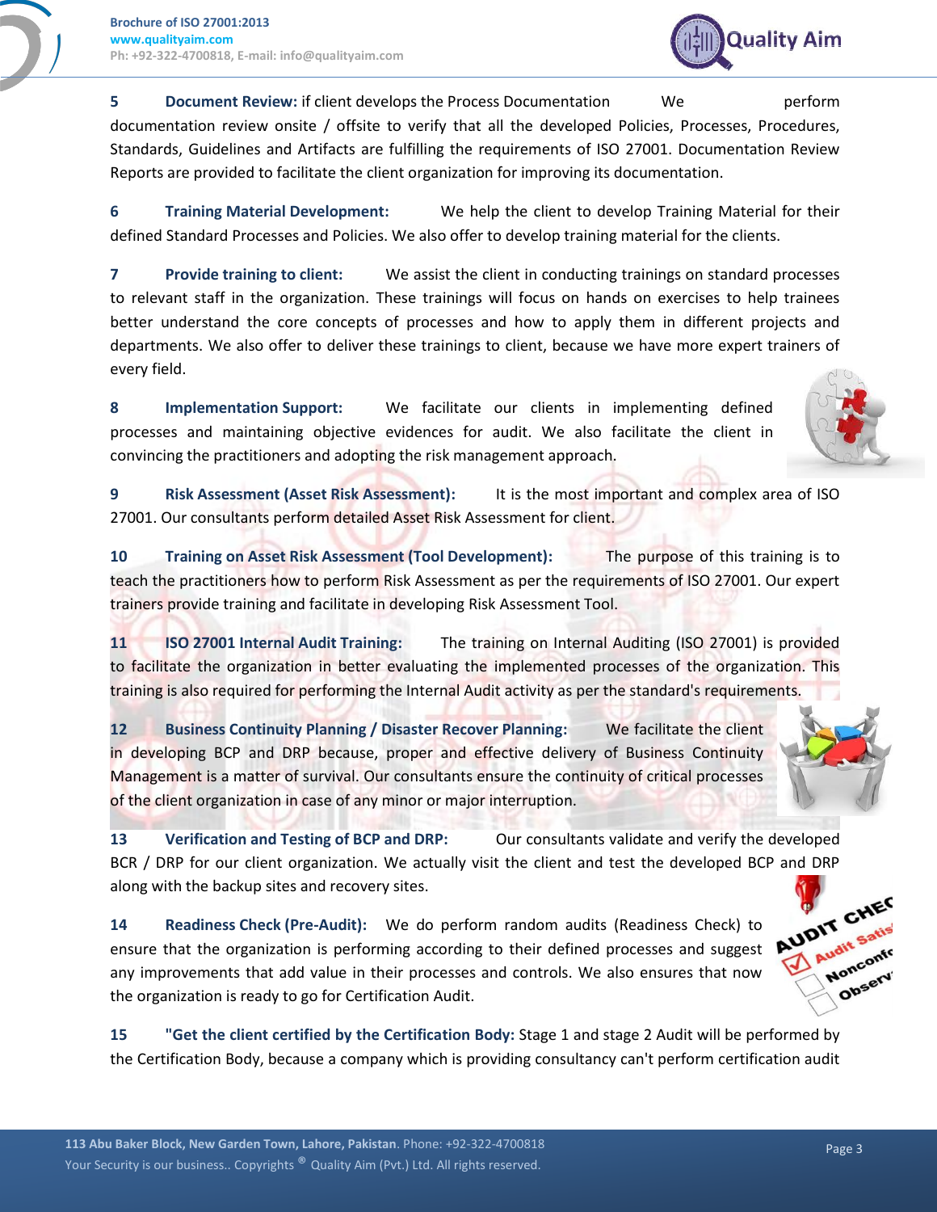5 **Document Review:** if client develops the Process Documentation We perform documentation review onsite / offsite to verify that all the developed Policies, Processes, Procedures, Standards, Guidelines and Artifacts are fulfilling the requirements of ISO 27001. Documentation Review Reports are provided to facilitate the client organization for improving its documentation.

6 **Training Material Development:** We help the client to develop Training Material for their defined Standard Processes and Policies. We also offer to develop training material for the clients.

7 **Provide training to client:** We assist the client in conducting trainings on standard processes to relevant staff in the organization. These trainings will focus on hands on exercises to help trainees better understand the core concepts of processes and how to apply them in different projects and departments. We also offer to deliver these trainings to client, because we have more expert trainers of every field.

8 **Implementation Support:** We facilitate our clients in implementing defined processes and maintaining objective evidences for audit. We also facilitate the client in convincing the practitioners and adopting the risk management approach.

9 **Risk Assessment (Asset Risk Assessment):** It is the most important and complex area of ISO 27001. Our consultants perform detailed Asset Risk Assessment for client.

10 **Training on Asset Risk Assessment (Tool Development):** The purpose of this training is to teach the practitioners how to perform Risk Assessment as per the requirements of ISO 27001. Our expert trainers provide training and facilitate in developing Risk Assessment Tool.

11 **ISO 27001 Internal Audit Training:** The training on Internal Auditing (ISO 27001) is provided to facilitate the organization in better evaluating the implemented processes of the organization. This training is also required for performing the Internal Audit activity as per the standard's requirements.

12 **Business Continuity Planning / Disaster Recover Planning:** We facilitate the client in developing BCP and DRP because, proper and effective delivery of Business Continuity Management is a matter of survival. Our consultants ensure the continuity of critical processes of the client organization in case of any minor or major interruption.

13 **Verification and Testing of BCP and DRP:** Our consultants validate and verify the developed BCR / DRP for our client organization. We actually visit the client and test the developed BCP and DRP along with the backup sites and recovery sites.

14 **Readiness Check (Pre-Audit):** We do perform random audits (Readiness Check) to ensure that the organization is performing according to their defined processes and suggest any improvements that add value in their processes and controls. We also ensures that now the organization is ready to go for Certification Audit.

15 **"Get the client certified by the Certification Body:** Stage 1 and stage 2 Audit will be performed by the Certification Body, because a company which is providing consultancy can't perform certification audit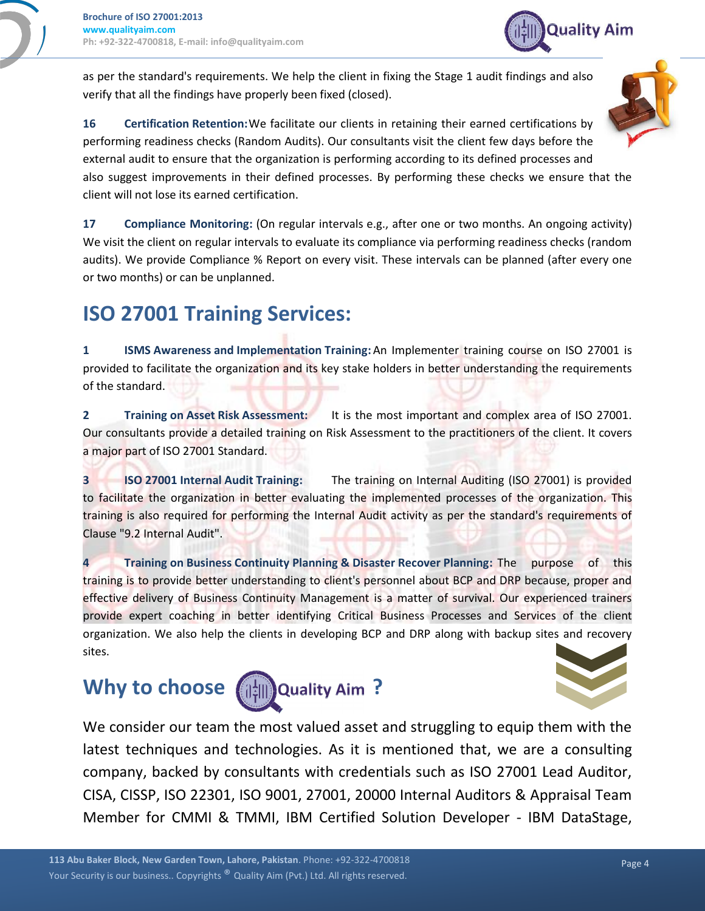as per the standard's requirements. We help the client in fixing the Stage 1 audit findings and also verify that all the findings have properly been fixed (closed).

**16 Certification Retention:** We facilitate our clients in retaining their earned certifications by performing readiness checks (Random Audits). Our consultants visit the client few days before the external audit to ensure that the organization is performing according to its defined processes and also suggest improvements in their defined processes. By performing these checks we ensure that the client will not lose its earned certification.

**17 Compliance Monitoring:** (On regular intervals e.g., after one or two months. An ongoing activity) We visit the client on regular intervals to evaluate its compliance via performing readiness checks (random audits). We provide Compliance % Report on every visit. These intervals can be planned (after every one or two months) or can be unplanned.

## ISO 27001 Training Services:

**1 ISMS Awareness and Implementation Training:** An Implementer training course on ISO 27001 is provided to facilitate the organization and its key stake holders in better understanding the requirements of the standard.

**2 Training on Asset Risk Assessment:** It is the most important and complex area of ISO 27001. Our consultants provide a detailed training on Risk Assessment to the practitioners of the client. It covers a major part of ISO 27001 Standard.

**3 ISO 27001 Internal Audit Training:** The training on Internal Auditing (ISO 27001) is provided to facilitate the organization in better evaluating the implemented processes of the organization. This training is also required for performing the Internal Audit activity as per the standard's requirements of Clause "9.2 Internal Audit".

**4 Training on Business Continuity Planning & Disaster Recover Planning:** The purpose of this training is to provide better understanding to client's personnel about BCP and DRP because, proper and effective delivery of Business Continuity Management is a matter of survival. Our experienced trainers provide expert coaching in better identifying Critical Business Processes and Services of the client organization. We also help the clients in developing BCP and DRP along with backup sites and recovery sites.

## Why to choose Quality Aim ?

We consider our team the most valued asset and struggling to equip them with the latest techniques and technologies. As it is mentioned that, we are a consulting company, backed by consultants with credentials such as ISO 27001 Lead Auditor, CISA, CISSP, ISO 22301, ISO 9001, 27001, 20000 Internal Auditors & Appraisal Team Member for CMMI & TMMI, IBM Certified Solution Developer - IBM DataStage,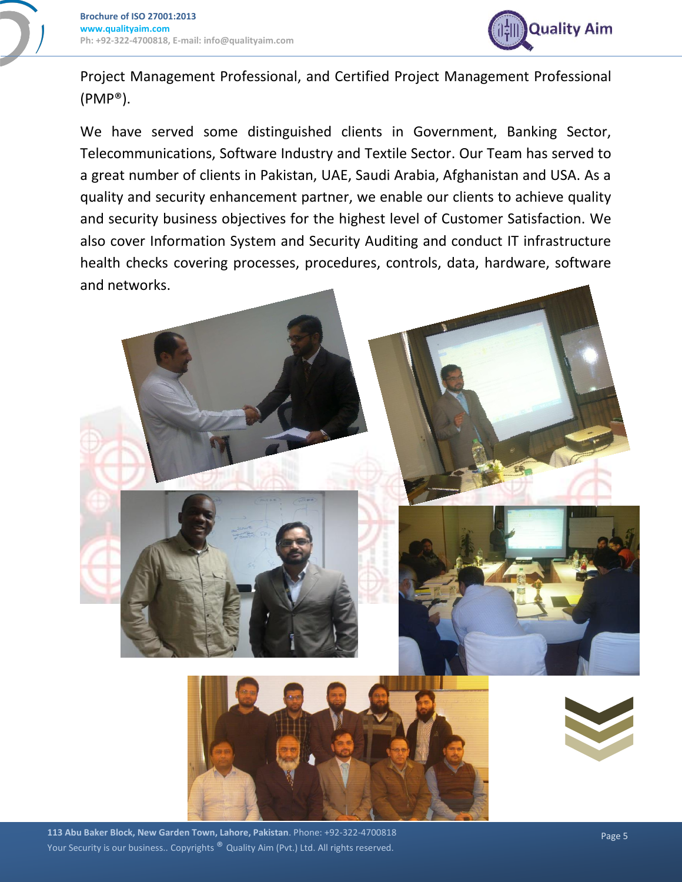Project Management Professional, and Certified Project Management Professional (PMP®).

We have served some distinguished clients in Government, Banking Sector, Telecommunications, Software Industry and Textile Sector. Our Team has served to a great number of clients in Pakistan, UAE, Saudi Arabia, Afghanistan and USA. As a quality and security enhancement partner, we enable our clients to achieve quality and security business objectives for the highest level of Customer Satisfaction. We also cover Information System and Security Auditing and conduct IT infrastructure health checks covering processes, procedures, controls, data, hardware, software and networks.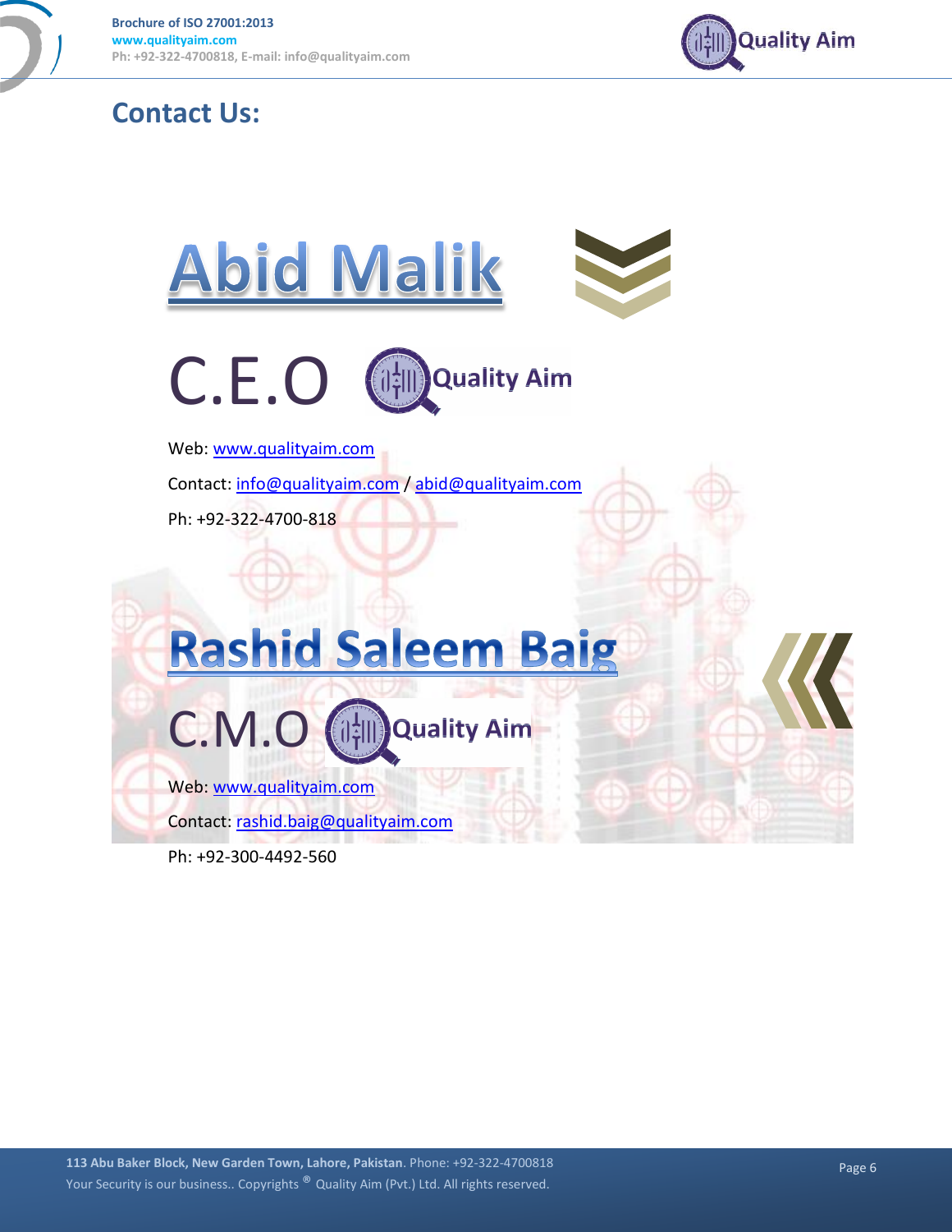## Contact Us:

# Abid Malik

C.E.O Quality Aim

Web: www.qualityaim.com

Contact: info@qualityaim.com / abid@qualityaim.com

Ph: +92-322-4700-818

# Rashid Saleem Baig

C.M.O Quality Aim

Web: www.qualityaim.com

Contact: rashid.baig@qualityaim.com

Ph: +92-300-4492-560